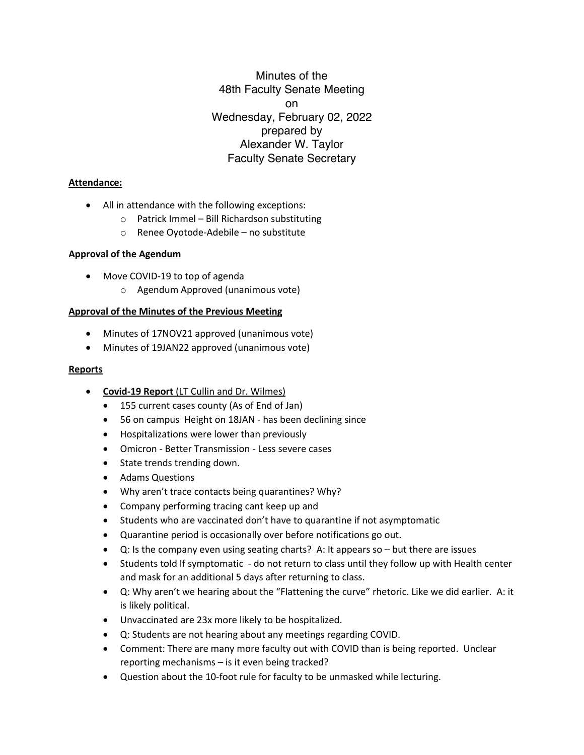# Minutes of the 48th Faculty Senate Meeting on Wednesday, February 02, 2022 prepared by Alexander W. Taylor Faculty Senate Secretary

**Attendance:**

- All in attendance with the following exceptions:
  - Patrick Immel – Bill Richardson substituting
  - Renee Oyotode-Adebile – no substitute

**Approval of the Agendum**

- Move COVID-19 to top of agenda
  - Agendum Approved (unanimous vote)

**Approval of the Minutes of the Previous Meeting**

- Minutes of 17NOV21 approved (unanimous vote)
- Minutes of 19JAN22 approved (unanimous vote)

**Reports**

- **Covid-19 Report** (LT Cullin and Dr. Wilmes)
  - 155 current cases county (As of End of Jan)
  - 56 on campus Height on 18JAN - has been declining since
  - Hospitalizations were lower than previously
  - Omicron - Better Transmission - Less severe cases
  - State trends trending down.
  - Adams Questions
  - Why aren't trace contacts being quarantines? Why?
  - Company performing tracing cant keep up and
  - Students who are vaccinated don't have to quarantine if not asymptomatic
  - Quarantine period is occasionally over before notifications go out.
  - Q: Is the company even using seating charts? A: It appears so – but there are issues
  - Students told If symptomatic - do not return to class until they follow up with Health center and mask for an additional 5 days after returning to class.
  - Q: Why aren't we hearing about the "Flattening the curve" rhetoric. Like we did earlier. A: it is likely political.
  - Unvaccinated are 23x more likely to be hospitalized.
  - Q: Students are not hearing about any meetings regarding COVID.
  - Comment: There are many more faculty out with COVID than is being reported. Unclear reporting mechanisms – is it even being tracked?
  - Question about the 10-foot rule for faculty to be unmasked while lecturing.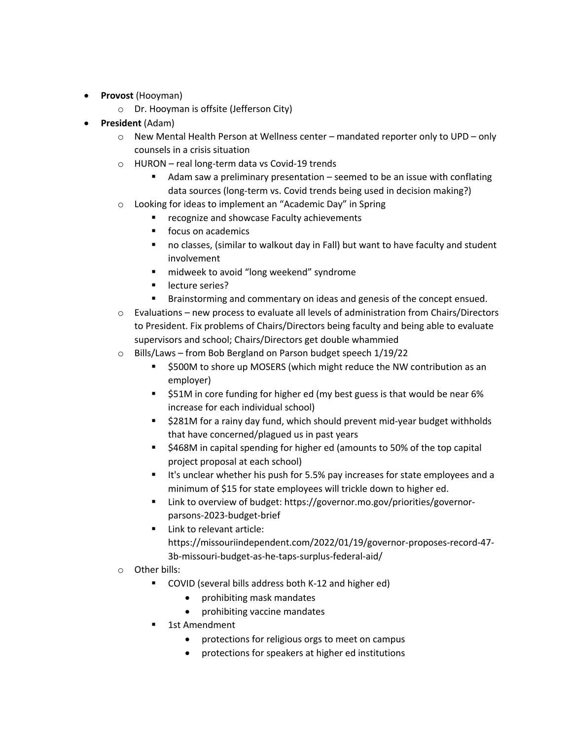- **Provost** (Hooyman)
  - Dr. Hooyman is offsite (Jefferson City)
- **President** (Adam)
  - New Mental Health Person at Wellness center – mandated reporter only to UPD – only counsels in a crisis situation
  - HURON – real long-term data vs Covid-19 trends
    - Adam saw a preliminary presentation – seemed to be an issue with conflating data sources (long-term vs. Covid trends being used in decision making?)
  - Looking for ideas to implement an "Academic Day" in Spring
    - recognize and showcase Faculty achievements
    - focus on academics
    - no classes, (similar to walkout day in Fall) but want to have faculty and student involvement
    - midweek to avoid "long weekend" syndrome
    - lecture series?
    - Brainstorming and commentary on ideas and genesis of the concept ensued.
  - Evaluations – new process to evaluate all levels of administration from Chairs/Directors to President. Fix problems of Chairs/Directors being faculty and being able to evaluate supervisors and school; Chairs/Directors get double whammied
  - Bills/Laws – from Bob Bergland on Parson budget speech 1/19/22
    - $500M to shore up MOSERS (which might reduce the NW contribution as an employer)
    - $51M in core funding for higher ed (my best guess is that would be near 6% increase for each individual school)
    - $281M for a rainy day fund, which should prevent mid-year budget withholds that have concerned/plagued us in past years
    - $468M in capital spending for higher ed (amounts to 50% of the top capital project proposal at each school)
    - It's unclear whether his push for 5.5% pay increases for state employees and a minimum of $15 for state employees will trickle down to higher ed.
    - Link to overview of budget: https://governor.mo.gov/priorities/governor-parsons-2023-budget-brief
    - Link to relevant article: https://missouriindependent.com/2022/01/19/governor-proposes-record-47-3b-missouri-budget-as-he-taps-surplus-federal-aid/
  - Other bills:
    - COVID (several bills address both K-12 and higher ed)
      - prohibiting mask mandates
      - prohibiting vaccine mandates
    - 1st Amendment
      - protections for religious orgs to meet on campus
      - protections for speakers at higher ed institutions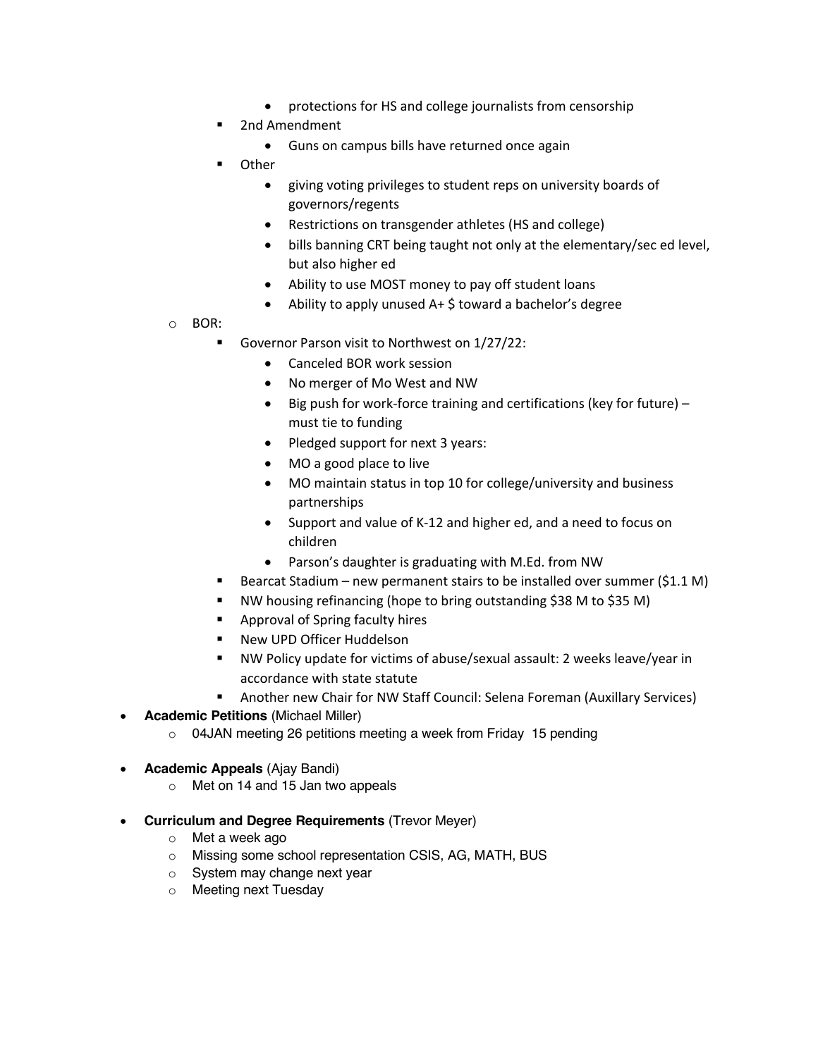- protections for HS and college journalists from censorship
    - 2nd Amendment
      - Guns on campus bills have returned once again
    - Other
      - giving voting privileges to student reps on university boards of governors/regents
      - Restrictions on transgender athletes (HS and college)
      - bills banning CRT being taught not only at the elementary/sec ed level, but also higher ed
      - Ability to use MOST money to pay off student loans
      - Ability to apply unused A+ $ toward a bachelor's degree
  - BOR:
    - Governor Parson visit to Northwest on 1/27/22:
      - Canceled BOR work session
      - No merger of Mo West and NW
      - Big push for work-force training and certifications (key for future) – must tie to funding
      - Pledged support for next 3 years:
      - MO a good place to live
      - MO maintain status in top 10 for college/university and business partnerships
      - Support and value of K-12 and higher ed, and a need to focus on children
      - Parson's daughter is graduating with M.Ed. from NW
    - Bearcat Stadium – new permanent stairs to be installed over summer ($1.1 M)
    - NW housing refinancing (hope to bring outstanding $38 M to $35 M)
    - Approval of Spring faculty hires
    - New UPD Officer Huddelson
    - NW Policy update for victims of abuse/sexual assault: 2 weeks leave/year in accordance with state statute
    - Another new Chair for NW Staff Council: Selena Foreman (Auxillary Services)
- **Academic Petitions** (Michael Miller)
  - 04JAN meeting 26 petitions meeting a week from Friday 15 pending
- **Academic Appeals** (Ajay Bandi)
  - Met on 14 and 15 Jan two appeals
- **Curriculum and Degree Requirements** (Trevor Meyer)
  - Met a week ago
  - Missing some school representation CSIS, AG, MATH, BUS
  - System may change next year
  - Meeting next Tuesday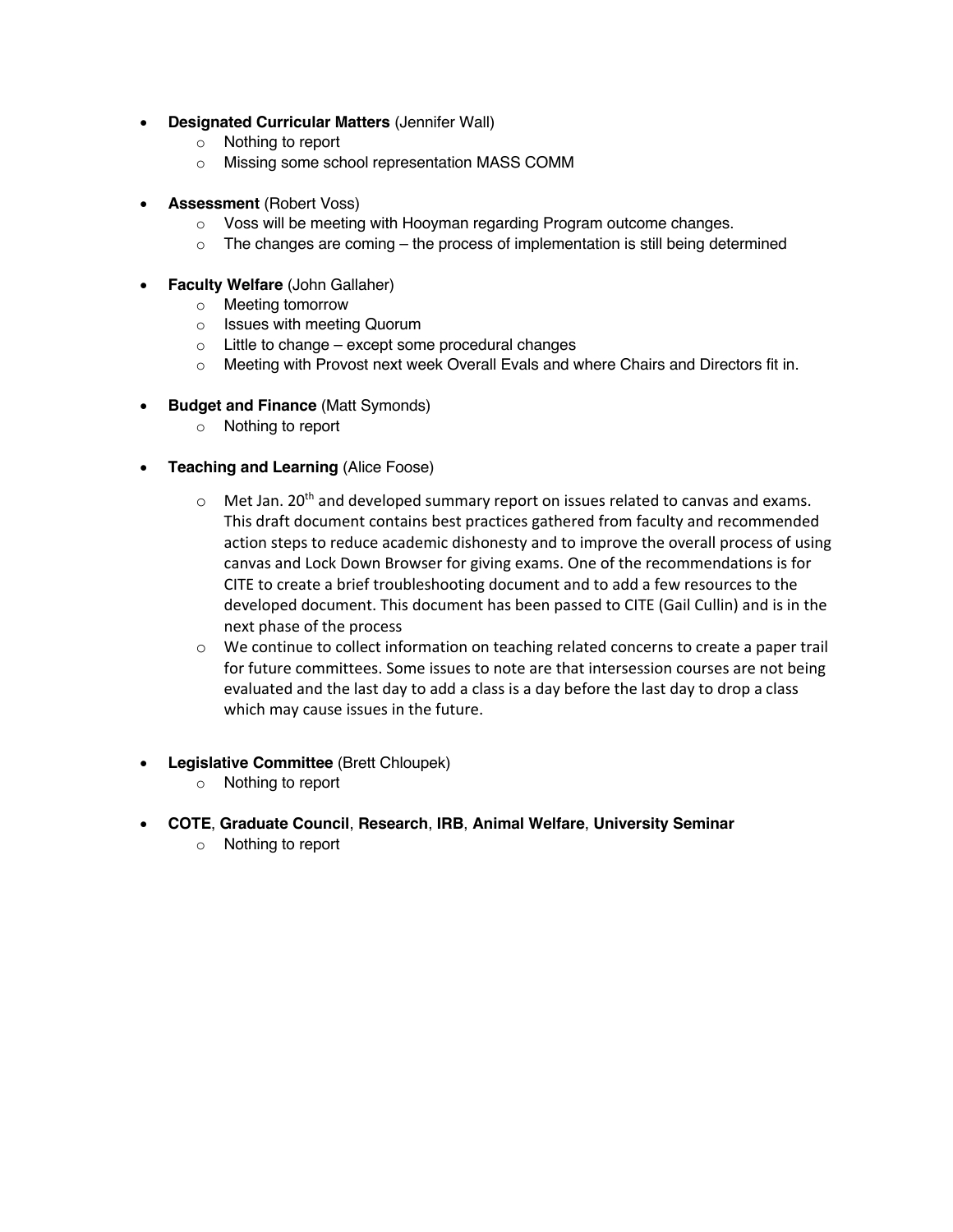- **Designated Curricular Matters** (Jennifer Wall)
  - Nothing to report
  - Missing some school representation MASS COMM

- **Assessment** (Robert Voss)
  - Voss will be meeting with Hooyman regarding Program outcome changes.
  - The changes are coming – the process of implementation is still being determined

- **Faculty Welfare** (John Gallaher)
  - Meeting tomorrow
  - Issues with meeting Quorum
  - Little to change – except some procedural changes
  - Meeting with Provost next week Overall Evals and where Chairs and Directors fit in.

- **Budget and Finance** (Matt Symonds)
  - Nothing to report

- **Teaching and Learning** (Alice Foose)
  - Met Jan. 20th and developed summary report on issues related to canvas and exams. This draft document contains best practices gathered from faculty and recommended action steps to reduce academic dishonesty and to improve the overall process of using canvas and Lock Down Browser for giving exams. One of the recommendations is for CITE to create a brief troubleshooting document and to add a few resources to the developed document. This document has been passed to CITE (Gail Cullin) and is in the next phase of the process
  - We continue to collect information on teaching related concerns to create a paper trail for future committees. Some issues to note are that intersession courses are not being evaluated and the last day to add a class is a day before the last day to drop a class which may cause issues in the future.

- **Legislative Committee** (Brett Chloupek)
  - Nothing to report

- **COTE**, **Graduate Council**, **Research**, **IRB**, **Animal Welfare**, **University Seminar**
  - Nothing to report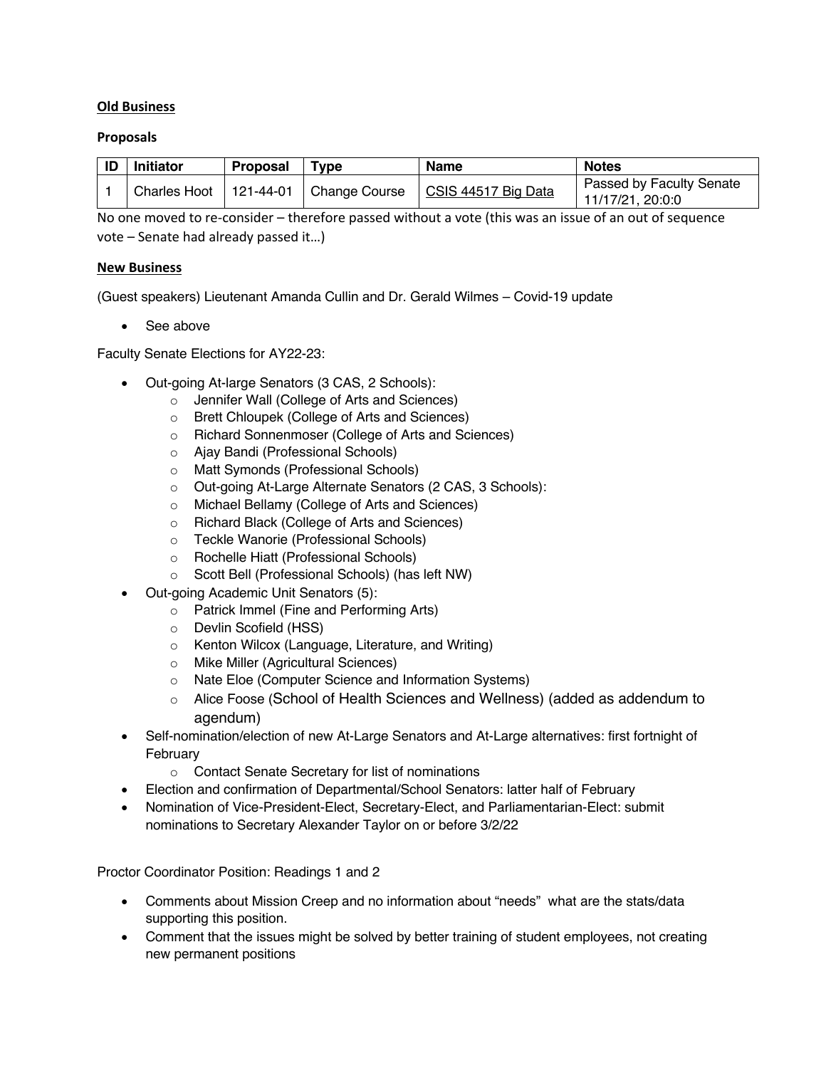**Old Business**

**Proposals**

| ID | Initiator | Proposal | Type | Name | Notes |
|---|---|---|---|---|---|
| 1 | Charles Hoot | 121-44-01 | Change Course | CSIS 44517 Big Data | Passed by Faculty Senate 11/17/21, 20:0:0 |

No one moved to re-consider – therefore passed without a vote (this was an issue of an out of sequence vote – Senate had already passed it…)

**New Business**

(Guest speakers) Lieutenant Amanda Cullin and Dr. Gerald Wilmes – Covid-19 update

- See above

Faculty Senate Elections for AY22-23:

- Out-going At-large Senators (3 CAS, 2 Schools):
    - Jennifer Wall (College of Arts and Sciences)
    - Brett Chloupek (College of Arts and Sciences)
    - Richard Sonnenmoser (College of Arts and Sciences)
    - Ajay Bandi (Professional Schools)
    - Matt Symonds (Professional Schools)
    - Out-going At-Large Alternate Senators (2 CAS, 3 Schools):
    - Michael Bellamy (College of Arts and Sciences)
    - Richard Black (College of Arts and Sciences)
    - Teckle Wanorie (Professional Schools)
    - Rochelle Hiatt (Professional Schools)
    - Scott Bell (Professional Schools) (has left NW)
- Out-going Academic Unit Senators (5):
    - Patrick Immel (Fine and Performing Arts)
    - Devlin Scofield (HSS)
    - Kenton Wilcox (Language, Literature, and Writing)
    - Mike Miller (Agricultural Sciences)
    - Nate Eloe (Computer Science and Information Systems)
    - Alice Foose (School of Health Sciences and Wellness) (added as addendum to agendum)
- Self-nomination/election of new At-Large Senators and At-Large alternatives: first fortnight of February
    - Contact Senate Secretary for list of nominations
- Election and confirmation of Departmental/School Senators: latter half of February
- Nomination of Vice-President-Elect, Secretary-Elect, and Parliamentarian-Elect: submit nominations to Secretary Alexander Taylor on or before 3/2/22

Proctor Coordinator Position: Readings 1 and 2

- Comments about Mission Creep and no information about "needs" what are the stats/data supporting this position.
- Comment that the issues might be solved by better training of student employees, not creating new permanent positions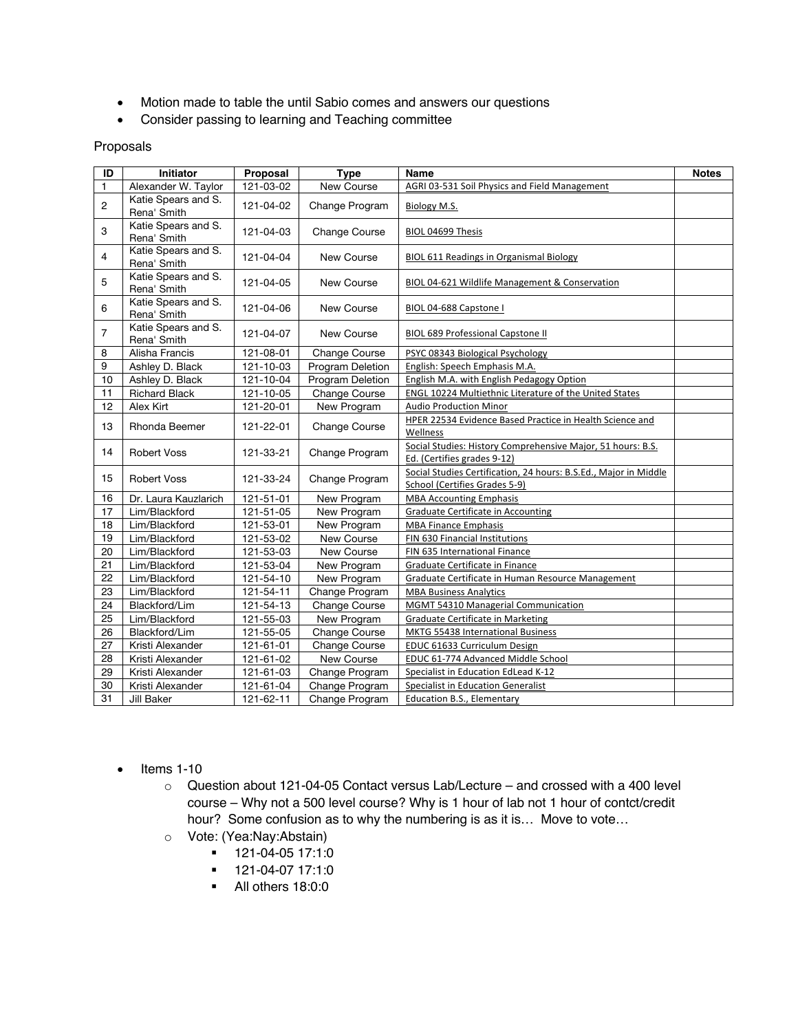- Motion made to table the until Sabio comes and answers our questions
- Consider passing to learning and Teaching committee

Proposals

| ID | Initiator | Proposal | Type | Name | Notes |
|---|---|---|---|---|---|
| 1 | Alexander W. Taylor | 121-03-02 | New Course | AGRI 03-531 Soil Physics and Field Management | |
| 2 | Katie Spears and S. Rena' Smith | 121-04-02 | Change Program | Biology M.S. | |
| 3 | Katie Spears and S. Rena' Smith | 121-04-03 | Change Course | BIOL 04699 Thesis | |
| 4 | Katie Spears and S. Rena' Smith | 121-04-04 | New Course | BIOL 611 Readings in Organismal Biology | |
| 5 | Katie Spears and S. Rena' Smith | 121-04-05 | New Course | BIOL 04-621 Wildlife Management & Conservation | |
| 6 | Katie Spears and S. Rena' Smith | 121-04-06 | New Course | BIOL 04-688 Capstone I | |
| 7 | Katie Spears and S. Rena' Smith | 121-04-07 | New Course | BIOL 689 Professional Capstone II | |
| 8 | Alisha Francis | 121-08-01 | Change Course | PSYC 08343 Biological Psychology | |
| 9 | Ashley D. Black | 121-10-03 | Program Deletion | English: Speech Emphasis M.A. | |
| 10 | Ashley D. Black | 121-10-04 | Program Deletion | English M.A. with English Pedagogy Option | |
| 11 | Richard Black | 121-10-05 | Change Course | ENGL 10224 Multiethnic Literature of the United States | |
| 12 | Alex Kirt | 121-20-01 | New Program | Audio Production Minor | |
| 13 | Rhonda Beemer | 121-22-01 | Change Course | HPER 22534 Evidence Based Practice in Health Science and Wellness | |
| 14 | Robert Voss | 121-33-21 | Change Program | Social Studies: History Comprehensive Major, 51 hours: B.S. Ed. (Certifies grades 9-12) | |
| 15 | Robert Voss | 121-33-24 | Change Program | Social Studies Certification, 24 hours: B.S.Ed., Major in Middle School (Certifies Grades 5-9) | |
| 16 | Dr. Laura Kauzlarich | 121-51-01 | New Program | MBA Accounting Emphasis | |
| 17 | Lim/Blackford | 121-51-05 | New Program | Graduate Certificate in Accounting | |
| 18 | Lim/Blackford | 121-53-01 | New Program | MBA Finance Emphasis | |
| 19 | Lim/Blackford | 121-53-02 | New Course | FIN 630 Financial Institutions | |
| 20 | Lim/Blackford | 121-53-03 | New Course | FIN 635 International Finance | |
| 21 | Lim/Blackford | 121-53-04 | New Program | Graduate Certificate in Finance | |
| 22 | Lim/Blackford | 121-54-10 | New Program | Graduate Certificate in Human Resource Management | |
| 23 | Lim/Blackford | 121-54-11 | Change Program | MBA Business Analytics | |
| 24 | Blackford/Lim | 121-54-13 | Change Course | MGMT 54310 Managerial Communication | |
| 25 | Lim/Blackford | 121-55-03 | New Program | Graduate Certificate in Marketing | |
| 26 | Blackford/Lim | 121-55-05 | Change Course | MKTG 55438 International Business | |
| 27 | Kristi Alexander | 121-61-01 | Change Course | EDUC 61633 Curriculum Design | |
| 28 | Kristi Alexander | 121-61-02 | New Course | EDUC 61-774 Advanced Middle School | |
| 29 | Kristi Alexander | 121-61-03 | Change Program | Specialist in Education EdLead K-12 | |
| 30 | Kristi Alexander | 121-61-04 | Change Program | Specialist in Education Generalist | |
| 31 | Jill Baker | 121-62-11 | Change Program | Education B.S., Elementary | |

- Items 1-10
  - Question about 121-04-05 Contact versus Lab/Lecture – and crossed with a 400 level course – Why not a 500 level course? Why is 1 hour of lab not 1 hour of contct/credit hour? Some confusion as to why the numbering is as it is… Move to vote…
  - Vote: (Yea:Nay:Abstain)
    - 121-04-05 17:1:0
    - 121-04-07 17:1:0
    - All others 18:0:0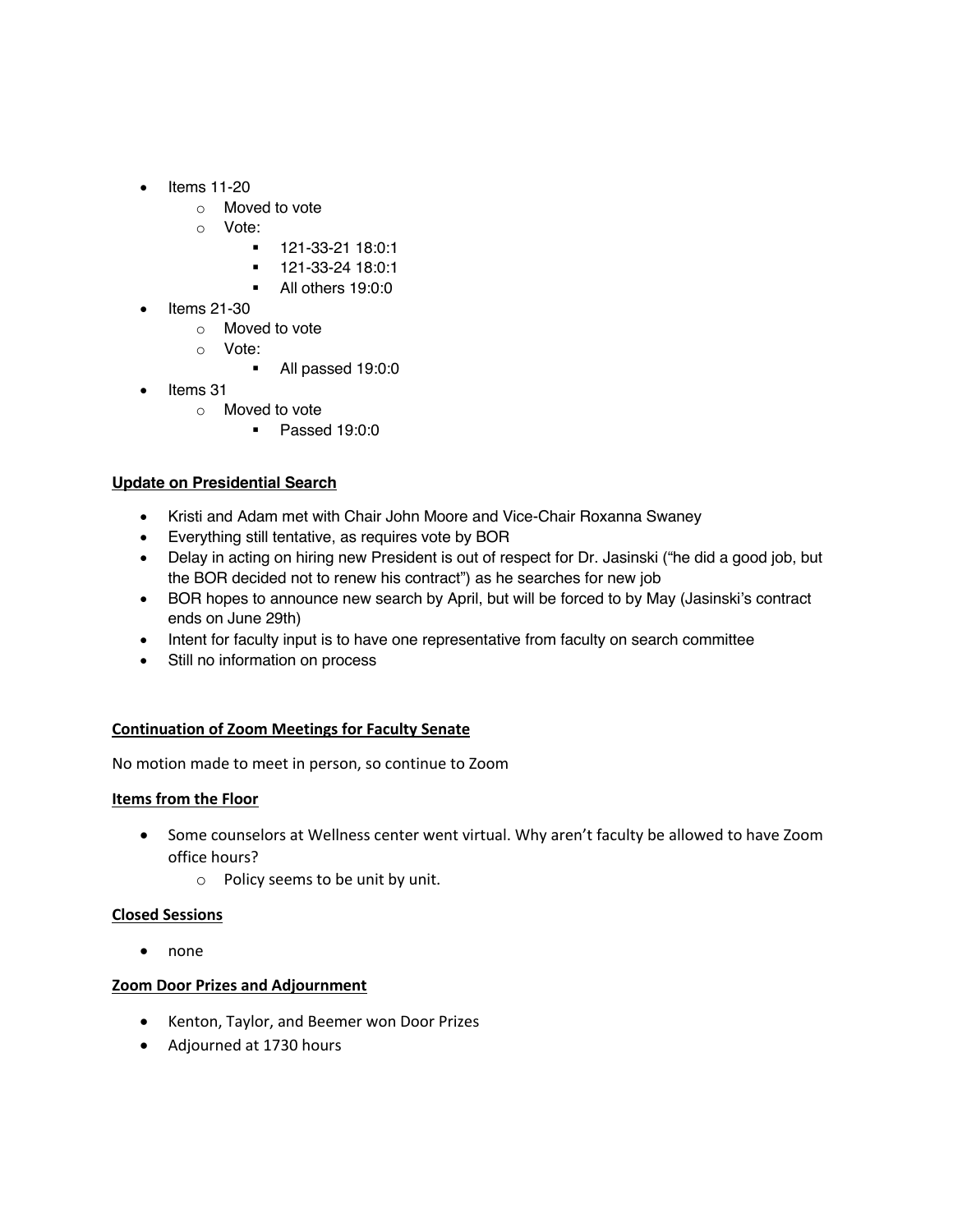- Items 11-20
  - Moved to vote
  - Vote:
    - 121-33-21 18:0:1
    - 121-33-24 18:0:1
    - All others 19:0:0
- Items 21-30
  - Moved to vote
  - Vote:
    - All passed 19:0:0
- Items 31
  - Moved to vote
    - Passed 19:0:0

**Update on Presidential Search**

- Kristi and Adam met with Chair John Moore and Vice-Chair Roxanna Swaney
- Everything still tentative, as requires vote by BOR
- Delay in acting on hiring new President is out of respect for Dr. Jasinski ("he did a good job, but the BOR decided not to renew his contract") as he searches for new job
- BOR hopes to announce new search by April, but will be forced to by May (Jasinski's contract ends on June 29th)
- Intent for faculty input is to have one representative from faculty on search committee
- Still no information on process

**Continuation of Zoom Meetings for Faculty Senate**

No motion made to meet in person, so continue to Zoom

**Items from the Floor**

- Some counselors at Wellness center went virtual. Why aren't faculty be allowed to have Zoom office hours?
  - Policy seems to be unit by unit.

**Closed Sessions**

- none

**Zoom Door Prizes and Adjournment**

- Kenton, Taylor, and Beemer won Door Prizes
- Adjourned at 1730 hours